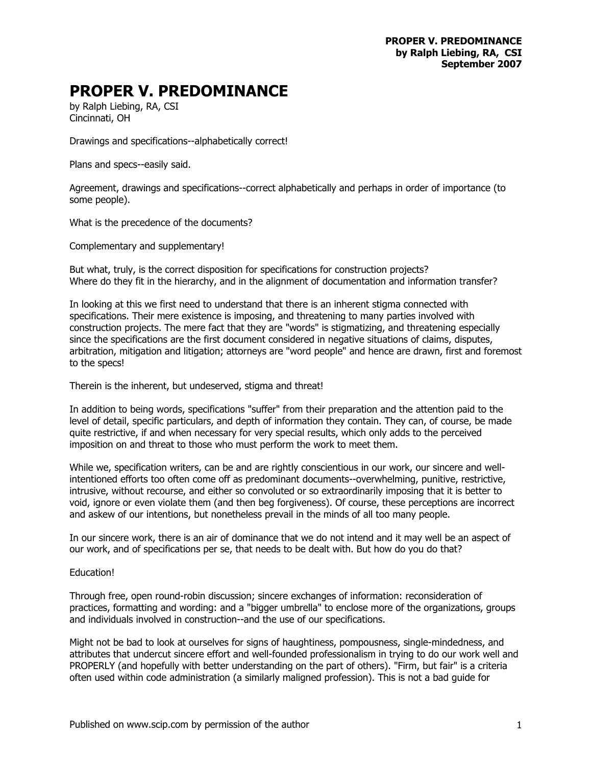# PROPER V. PREDOMINANCE

by Ralph Liebing, RA, CSI
Cincinnati, OH

Drawings and specifications--alphabetically correct!

Plans and specs--easily said.

Agreement, drawings and specifications--correct alphabetically and perhaps in order of importance (to some people).

What is the precedence of the documents?

Complementary and supplementary!

But what, truly, is the correct disposition for specifications for construction projects?
Where do they fit in the hierarchy, and in the alignment of documentation and information transfer?

In looking at this we first need to understand that there is an inherent stigma connected with specifications. Their mere existence is imposing, and threatening to many parties involved with construction projects. The mere fact that they are "words" is stigmatizing, and threatening especially since the specifications are the first document considered in negative situations of claims, disputes, arbitration, mitigation and litigation; attorneys are "word people" and hence are drawn, first and foremost to the specs!

Therein is the inherent, but undeserved, stigma and threat!

In addition to being words, specifications "suffer" from their preparation and the attention paid to the level of detail, specific particulars, and depth of information they contain. They can, of course, be made quite restrictive, if and when necessary for very special results, which only adds to the perceived imposition on and threat to those who must perform the work to meet them.

While we, specification writers, can be and are rightly conscientious in our work, our sincere and well-intentioned efforts too often come off as predominant documents--overwhelming, punitive, restrictive, intrusive, without recourse, and either so convoluted or so extraordinarily imposing that it is better to void, ignore or even violate them (and then beg forgiveness). Of course, these perceptions are incorrect and askew of our intentions, but nonetheless prevail in the minds of all too many people.

In our sincere work, there is an air of dominance that we do not intend and it may well be an aspect of our work, and of specifications per se, that needs to be dealt with. But how do you do that?

Education!

Through free, open round-robin discussion; sincere exchanges of information: reconsideration of practices, formatting and wording: and a "bigger umbrella" to enclose more of the organizations, groups and individuals involved in construction--and the use of our specifications.

Might not be bad to look at ourselves for signs of haughtiness, pompousness, single-mindedness, and attributes that undercut sincere effort and well-founded professionalism in trying to do our work well and PROPERLY (and hopefully with better understanding on the part of others). "Firm, but fair" is a criteria often used within code administration (a similarly maligned profession). This is not a bad guide for

Published on www.scip.com by permission of the author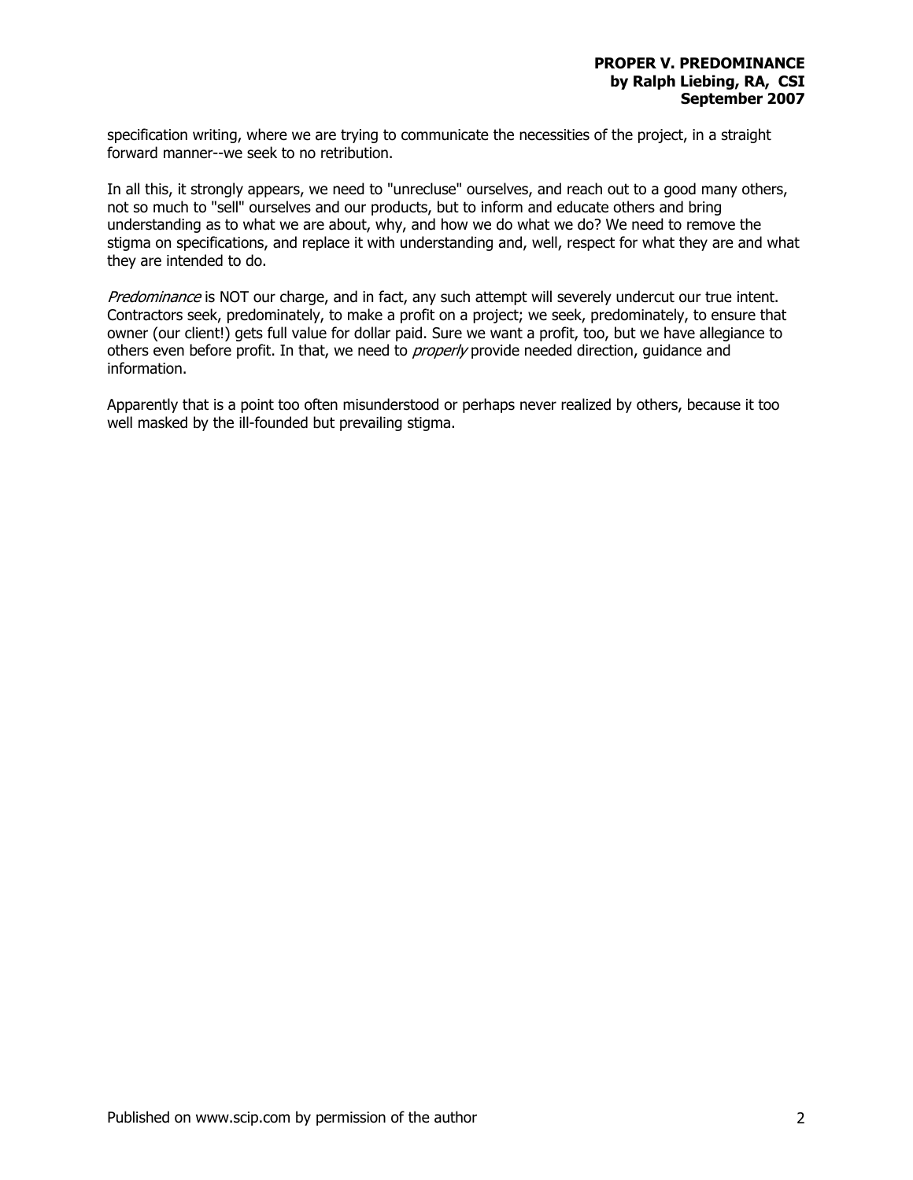specification writing, where we are trying to communicate the necessities of the project, in a straight forward manner--we seek to no retribution.

In all this, it strongly appears, we need to "unrecluse" ourselves, and reach out to a good many others, not so much to "sell" ourselves and our products, but to inform and educate others and bring understanding as to what we are about, why, and how we do what we do? We need to remove the stigma on specifications, and replace it with understanding and, well, respect for what they are and what they are intended to do.

*Predominance* is NOT our charge, and in fact, any such attempt will severely undercut our true intent. Contractors seek, predominately, to make a profit on a project; we seek, predominately, to ensure that owner (our client!) gets full value for dollar paid. Sure we want a profit, too, but we have allegiance to others even before profit. In that, we need to *properly* provide needed direction, guidance and information.

Apparently that is a point too often misunderstood or perhaps never realized by others, because it too well masked by the ill-founded but prevailing stigma.